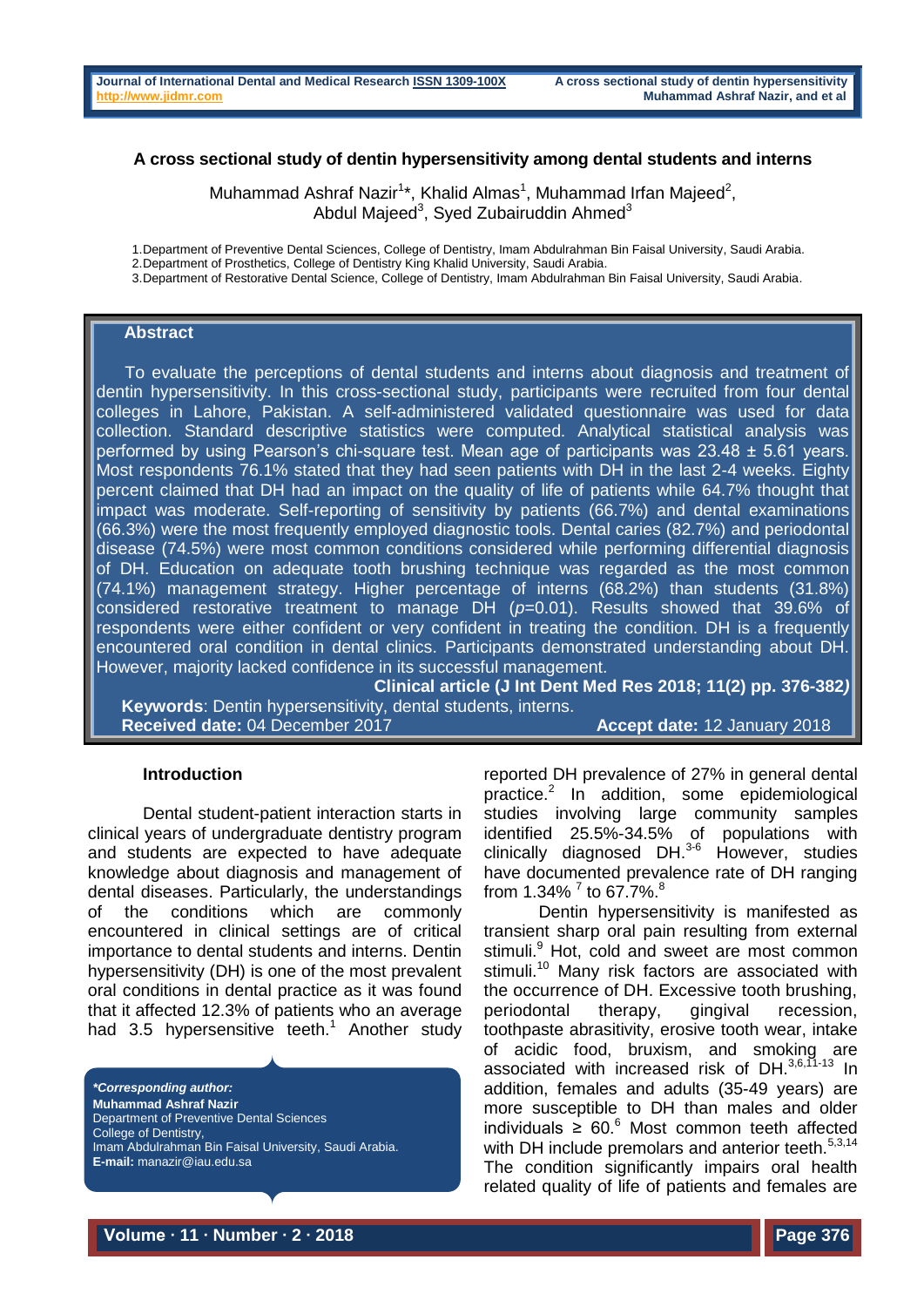# A cross sectional study of dentin hypersensitivity among dental students and interns

Muhammad Ashraf Nazir[1]*, Khalid Almas[1], Muhammad Irfan Majeed[2], Abdul Majeed[3], Syed Zubairuddin Ahmed[3]

1. Department of Preventive Dental Sciences, College of Dentistry, Imam Abdulrahman Bin Faisal University, Saudi Arabia.
2. Department of Prosthetics, College of Dentistry King Khalid University, Saudi Arabia.
3. Department of Restorative Dental Science, College of Dentistry, Imam Abdulrahman Bin Faisal University, Saudi Arabia.

## Abstract

To evaluate the perceptions of dental students and interns about diagnosis and treatment of dentin hypersensitivity. In this cross-sectional study, participants were recruited from four dental colleges in Lahore, Pakistan. A self-administered validated questionnaire was used for data collection. Standard descriptive statistics were computed. Analytical statistical analysis was performed by using Pearson's chi-square test. Mean age of participants was 23.48 ± 5.61 years. Most respondents 76.1% stated that they had seen patients with DH in the last 2-4 weeks. Eighty percent claimed that DH had an impact on the quality of life of patients while 64.7% thought that impact was moderate. Self-reporting of sensitivity by patients (66.7%) and dental examinations (66.3%) were the most frequently employed diagnostic tools. Dental caries (82.7%) and periodontal disease (74.5%) were most common conditions considered while performing differential diagnosis of DH. Education on adequate tooth brushing technique was regarded as the most common (74.1%) management strategy. Higher percentage of interns (68.2%) than students (31.8%) considered restorative treatment to manage DH ($p$=0.01). Results showed that 39.6% of respondents were either confident or very confident in treating the condition. DH is a frequently encountered oral condition in dental clinics. Participants demonstrated understanding about DH. However, majority lacked confidence in its successful management.

**Clinical article (J Int Dent Med Res 2018; 11(2) pp. 376-382)**

**Keywords**: Dentin hypersensitivity, dental students, interns.

**Received date:** 04 December 2017 **Accept date:** 12 January 2018

## Introduction

Dental student-patient interaction starts in clinical years of undergraduate dentistry program and students are expected to have adequate knowledge about diagnosis and management of dental diseases. Particularly, the understandings of the conditions which are commonly encountered in clinical settings are of critical importance to dental students and interns. Dentin hypersensitivity (DH) is one of the most prevalent oral conditions in dental practice as it was found that it affected 12.3% of patients who an average had 3.5 hypersensitive teeth.[1] Another study reported DH prevalence of 27% in general dental practice.[2] In addition, some epidemiological studies involving large community samples identified 25.5%-34.5% of populations with clinically diagnosed DH.[3-6] However, studies have documented prevalence rate of DH ranging from 1.34% [7] to 67.7%.[8]

Dentin hypersensitivity is manifested as transient sharp oral pain resulting from external stimuli.[9] Hot, cold and sweet are most common stimuli.[10] Many risk factors are associated with the occurrence of DH. Excessive tooth brushing, periodontal therapy, gingival recession, toothpaste abrasitivity, erosive tooth wear, intake of acidic food, bruxism, and smoking are associated with increased risk of DH.[3,6,11-13] In addition, females and adults (35-49 years) are more susceptible to DH than males and older individuals ≥ 60.[6] Most common teeth affected with DH include premolars and anterior teeth.[5,3,14] The condition significantly impairs oral health related quality of life of patients and females are

***Corresponding author:***
**Muhammad Ashraf Nazir**
Department of Preventive Dental Sciences
College of Dentistry,
Imam Abdulrahman Bin Faisal University, Saudi Arabia.
**E-mail:** manazir@iau.edu.sa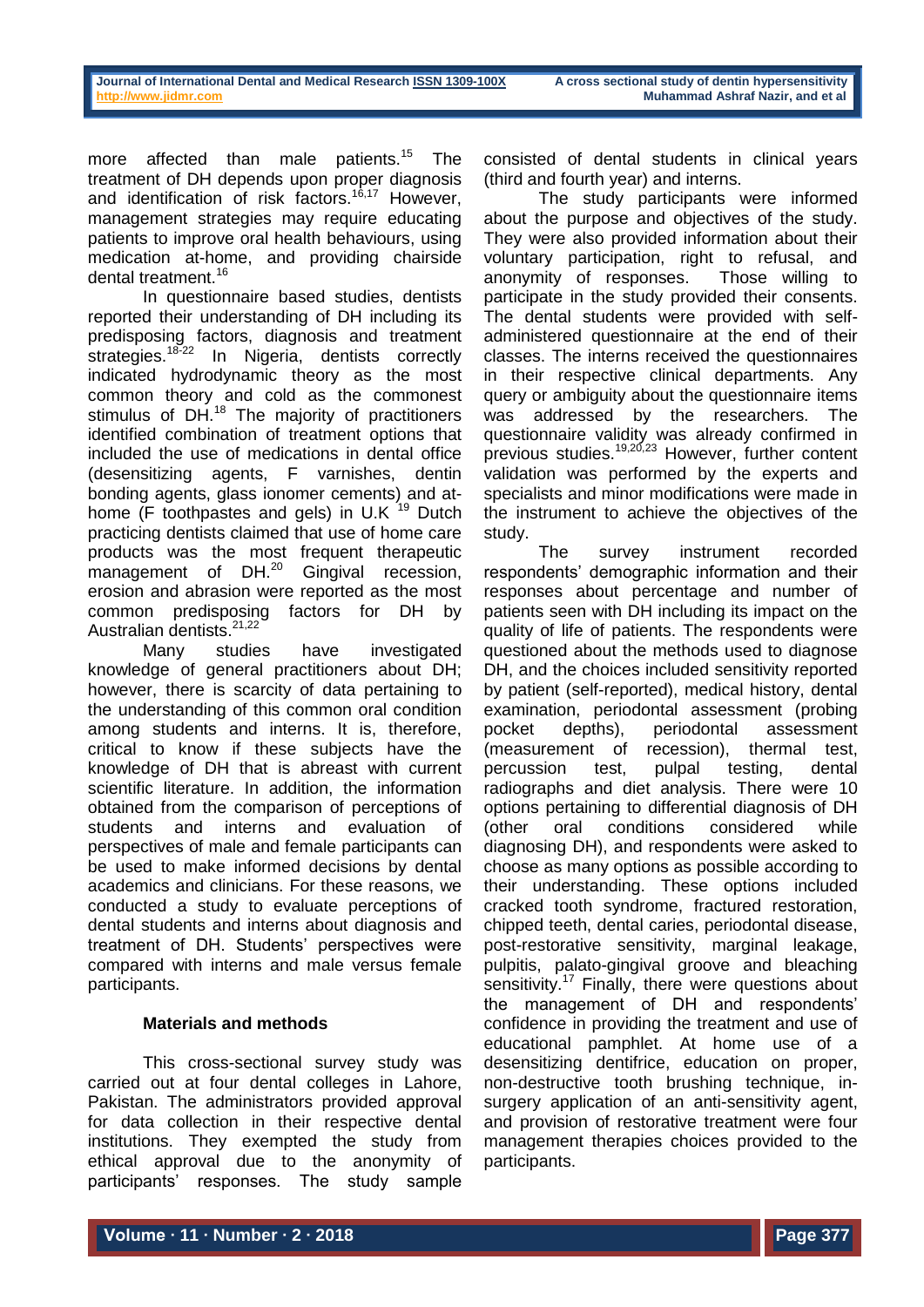more affected than male patients.[15] The treatment of DH depends upon proper diagnosis and identification of risk factors.[16,17] However, management strategies may require educating patients to improve oral health behaviours, using medication at-home, and providing chairside dental treatment.[16]

In questionnaire based studies, dentists reported their understanding of DH including its predisposing factors, diagnosis and treatment strategies.[18-22] In Nigeria, dentists correctly indicated hydrodynamic theory as the most common theory and cold as the commonest stimulus of DH.[18] The majority of practitioners identified combination of treatment options that included the use of medications in dental office (desensitizing agents, F varnishes, dentin bonding agents, glass ionomer cements) and at-home (F toothpastes and gels) in U.K [19] Dutch practicing dentists claimed that use of home care products was the most frequent therapeutic management of DH.[20] Gingival recession, erosion and abrasion were reported as the most common predisposing factors for DH by Australian dentists.[21,22]

Many studies have investigated knowledge of general practitioners about DH; however, there is scarcity of data pertaining to the understanding of this common oral condition among students and interns. It is, therefore, critical to know if these subjects have the knowledge of DH that is abreast with current scientific literature. In addition, the information obtained from the comparison of perceptions of students and interns and evaluation of perspectives of male and female participants can be used to make informed decisions by dental academics and clinicians. For these reasons, we conducted a study to evaluate perceptions of dental students and interns about diagnosis and treatment of DH. Students' perspectives were compared with interns and male versus female participants.

## Materials and methods

This cross-sectional survey study was carried out at four dental colleges in Lahore, Pakistan. The administrators provided approval for data collection in their respective dental institutions. They exempted the study from ethical approval due to the anonymity of participants' responses. The study sample consisted of dental students in clinical years (third and fourth year) and interns.

The study participants were informed about the purpose and objectives of the study. They were also provided information about their voluntary participation, right to refusal, and anonymity of responses. Those willing to participate in the study provided their consents. The dental students were provided with self-administered questionnaire at the end of their classes. The interns received the questionnaires in their respective clinical departments. Any query or ambiguity about the questionnaire items was addressed by the researchers. The questionnaire validity was already confirmed in previous studies.[19,20,23] However, further content validation was performed by the experts and specialists and minor modifications were made in the instrument to achieve the objectives of the study.

The survey instrument recorded respondents' demographic information and their responses about percentage and number of patients seen with DH including its impact on the quality of life of patients. The respondents were questioned about the methods used to diagnose DH, and the choices included sensitivity reported by patient (self-reported), medical history, dental examination, periodontal assessment (probing pocket depths), periodontal assessment (measurement of recession), thermal test, percussion test, pulpal testing, dental radiographs and diet analysis. There were 10 options pertaining to differential diagnosis of DH (other oral conditions considered while diagnosing DH), and respondents were asked to choose as many options as possible according to their understanding. These options included cracked tooth syndrome, fractured restoration, chipped teeth, dental caries, periodontal disease, post-restorative sensitivity, marginal leakage, pulpitis, palato-gingival groove and bleaching sensitivity.[17] Finally, there were questions about the management of DH and respondents' confidence in providing the treatment and use of educational pamphlet. At home use of a desensitizing dentifrice, education on proper, non-destructive tooth brushing technique, in-surgery application of an anti-sensitivity agent, and provision of restorative treatment were four management therapies choices provided to the participants.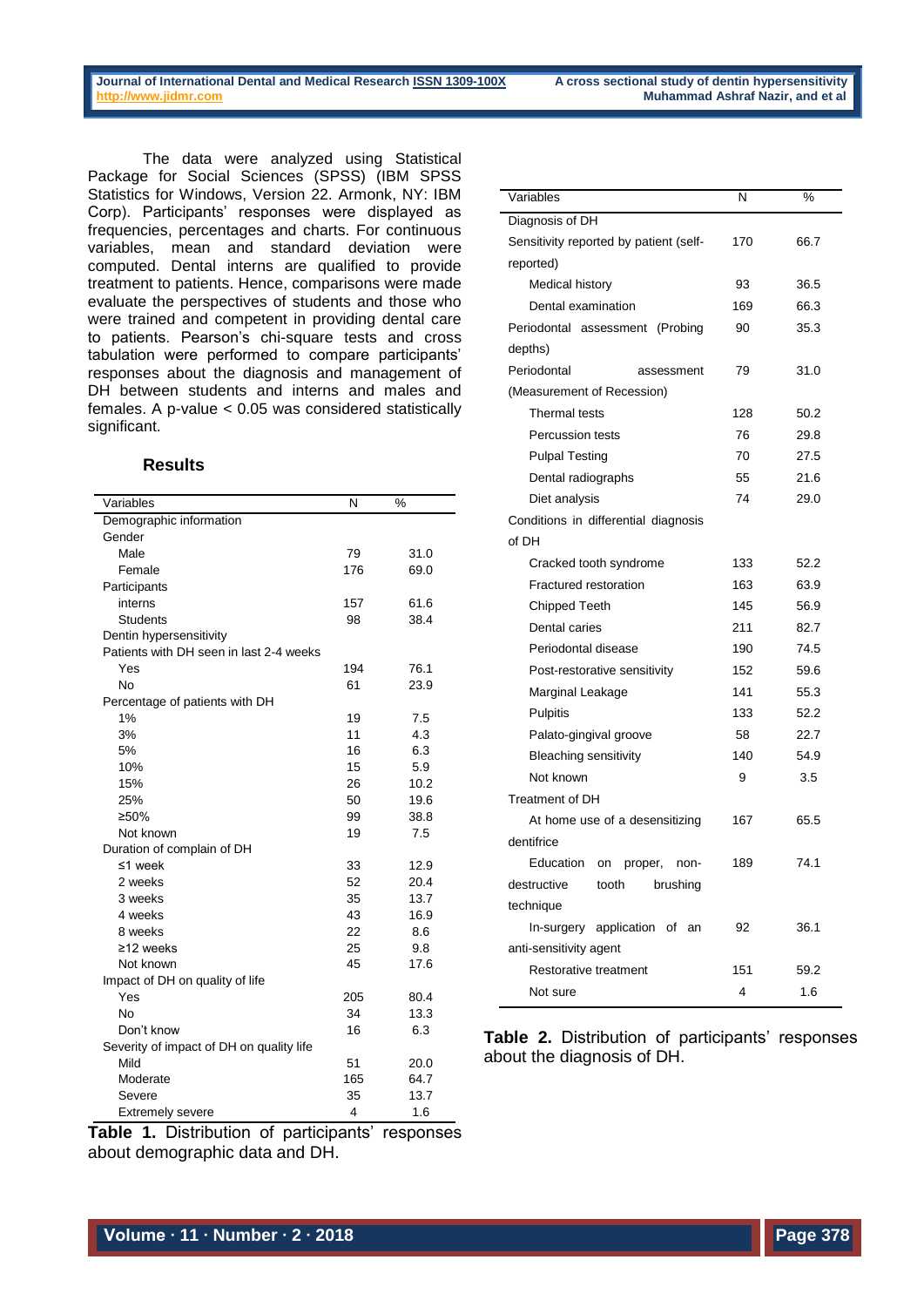The data were analyzed using Statistical Package for Social Sciences (SPSS) (IBM SPSS Statistics for Windows, Version 22. Armonk, NY: IBM Corp). Participants' responses were displayed as frequencies, percentages and charts. For continuous variables, mean and standard deviation were computed. Dental interns are qualified to provide treatment to patients. Hence, comparisons were made evaluate the perspectives of students and those who were trained and competent in providing dental care to patients. Pearson's chi-square tests and cross tabulation were performed to compare participants' responses about the diagnosis and management of DH between students and interns and males and females. A p-value < 0.05 was considered statistically significant.

## Results

| Variables | N | % |
|---|---|---|
| Demographic information | | |
| Gender | | |
| Male | 79 | 31.0 |
| Female | 176 | 69.0 |
| Participants | | |
| interns | 157 | 61.6 |
| Students | 98 | 38.4 |
| Dentin hypersensitivity | | |
| Patients with DH seen in last 2-4 weeks | | |
| Yes | 194 | 76.1 |
| No | 61 | 23.9 |
| Percentage of patients with DH | | |
| 1% | 19 | 7.5 |
| 3% | 11 | 4.3 |
| 5% | 16 | 6.3 |
| 10% | 15 | 5.9 |
| 15% | 26 | 10.2 |
| 25% | 50 | 19.6 |
| ≥50% | 99 | 38.8 |
| Not known | 19 | 7.5 |
| Duration of complain of DH | | |
| ≤1 week | 33 | 12.9 |
| 2 weeks | 52 | 20.4 |
| 3 weeks | 35 | 13.7 |
| 4 weeks | 43 | 16.9 |
| 8 weeks | 22 | 8.6 |
| ≥12 weeks | 25 | 9.8 |
| Not known | 45 | 17.6 |
| Impact of DH on quality of life | | |
| Yes | 205 | 80.4 |
| No | 34 | 13.3 |
| Don't know | 16 | 6.3 |
| Severity of impact of DH on quality life | | |
| Mild | 51 | 20.0 |
| Moderate | 165 | 64.7 |
| Severe | 35 | 13.7 |
| Extremely severe | 4 | 1.6 |

**Table 1.** Distribution of participants' responses about demographic data and DH.

| Variables | N | % |
|---|---|---|
| Diagnosis of DH | | |
| Sensitivity reported by patient (self-reported) | 170 | 66.7 |
| Medical history | 93 | 36.5 |
| Dental examination | 169 | 66.3 |
| Periodontal assessment (Probing depths) | 90 | 35.3 |
| Periodontal assessment (Measurement of Recession) | 79 | 31.0 |
| Thermal tests | 128 | 50.2 |
| Percussion tests | 76 | 29.8 |
| Pulpal Testing | 70 | 27.5 |
| Dental radiographs | 55 | 21.6 |
| Diet analysis | 74 | 29.0 |
| Conditions in differential diagnosis of DH | | |
| Cracked tooth syndrome | 133 | 52.2 |
| Fractured restoration | 163 | 63.9 |
| Chipped Teeth | 145 | 56.9 |
| Dental caries | 211 | 82.7 |
| Periodontal disease | 190 | 74.5 |
| Post-restorative sensitivity | 152 | 59.6 |
| Marginal Leakage | 141 | 55.3 |
| Pulpitis | 133 | 52.2 |
| Palato-gingival groove | 58 | 22.7 |
| Bleaching sensitivity | 140 | 54.9 |
| Not known | 9 | 3.5 |
| Treatment of DH | | |
| At home use of a desensitizing dentifrice | 167 | 65.5 |
| Education on proper, non-destructive tooth brushing technique | 189 | 74.1 |
| In-surgery application of an anti-sensitivity agent | 92 | 36.1 |
| Restorative treatment | 151 | 59.2 |
| Not sure | 4 | 1.6 |

**Table 2.** Distribution of participants' responses about the diagnosis of DH.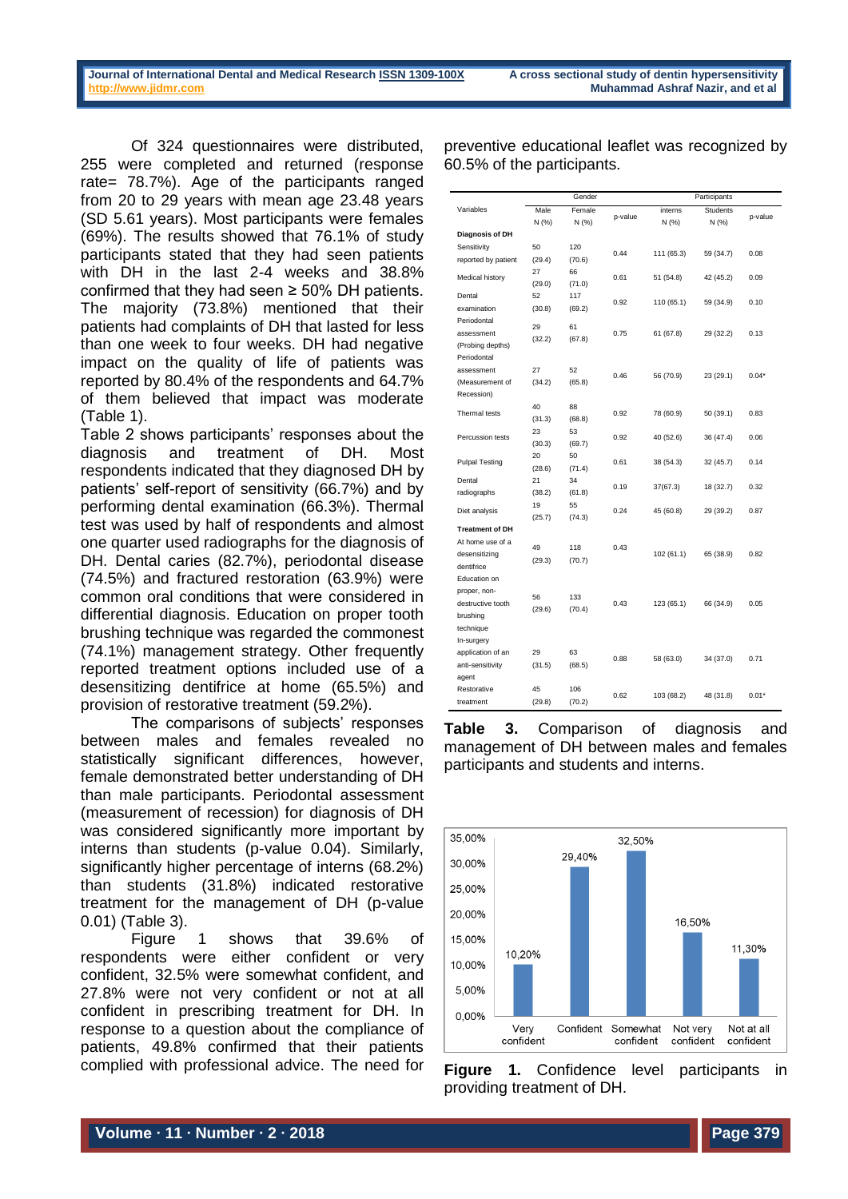Of 324 questionnaires were distributed, 255 were completed and returned (response rate= 78.7%). Age of the participants ranged from 20 to 29 years with mean age 23.48 years (SD 5.61 years). Most participants were females (69%). The results showed that 76.1% of study participants stated that they had seen patients with DH in the last 2-4 weeks and 38.8% confirmed that they had seen ≥ 50% DH patients. The majority (73.8%) mentioned that their patients had complaints of DH that lasted for less than one week to four weeks. DH had negative impact on the quality of life of patients was reported by 80.4% of the respondents and 64.7% of them believed that impact was moderate (Table 1).

Table 2 shows participants' responses about the diagnosis and treatment of DH. Most respondents indicated that they diagnosed DH by patients' self-report of sensitivity (66.7%) and by performing dental examination (66.3%). Thermal test was used by half of respondents and almost one quarter used radiographs for the diagnosis of DH. Dental caries (82.7%), periodontal disease (74.5%) and fractured restoration (63.9%) were common oral conditions that were considered in differential diagnosis. Education on proper tooth brushing technique was regarded the commonest (74.1%) management strategy. Other frequently reported treatment options included use of a desensitizing dentifrice at home (65.5%) and provision of restorative treatment (59.2%).

The comparisons of subjects' responses between males and females revealed no statistically significant differences, however, female demonstrated better understanding of DH than male participants. Periodontal assessment (measurement of recession) for diagnosis of DH was considered significantly more important by interns than students (p-value 0.04). Similarly, significantly higher percentage of interns (68.2%) than students (31.8%) indicated restorative treatment for the management of DH (p-value 0.01) (Table 3).

Figure 1 shows that 39.6% of respondents were either confident or very confident, 32.5% were somewhat confident, and 27.8% were not very confident or not at all confident in prescribing treatment for DH. In response to a question about the compliance of patients, 49.8% confirmed that their patients complied with professional advice. The need for preventive educational leaflet was recognized by 60.5% of the participants.

| Variables | Gender | | | Participants | | |
|---|---|---|---|---|---|---|
| | Male N (%) | Female N (%) | p-value | interns N (%) | Students N (%) | p-value |
| **Diagnosis of DH** | | | | | | |
| Sensitivity reported by patient | 50 (29.4) | 120 (70.6) | 0.44 | 111 (65.3) | 59 (34.7) | 0.08 |
| Medical history | 27 (29.0) | 66 (71.0) | 0.61 | 51 (54.8) | 42 (45.2) | 0.09 |
| Dental examination | 52 (30.8) | 117 (69.2) | 0.92 | 110 (65.1) | 59 (34.9) | 0.10 |
| Periodontal assessment (Probing depths) | 29 (32.2) | 61 (67.8) | 0.75 | 61 (67.8) | 29 (32.2) | 0.13 |
| Periodontal assessment (Measurement of Recession) | 27 (34.2) | 52 (65.8) | 0.46 | 56 (70.9) | 23 (29.1) | 0.04* |
| Thermal tests | 40 (31.3) | 88 (68.8) | 0.92 | 78 (60.9) | 50 (39.1) | 0.83 |
| Percussion tests | 23 (30.3) | 53 (69.7) | 0.92 | 40 (52.6) | 36 (47.4) | 0.06 |
| Pulpal Testing | 20 (28.6) | 50 (71.4) | 0.61 | 38 (54.3) | 32 (45.7) | 0.14 |
| Dental radiographs | 21 (38.2) | 34 (61.8) | 0.19 | 37(67.3) | 18 (32.7) | 0.32 |
| Diet analysis | 19 (25.7) | 55 (74.3) | 0.24 | 45 (60.8) | 29 (39.2) | 0.87 |
| **Treatment of DH** | | | | | | |
| At home use of a desensitizing dentifrice | 49 (29.3) | 118 (70.7) | 0.43 | 102 (61.1) | 65 (38.9) | 0.82 |
| Education on proper, non-destructive tooth brushing technique | 56 (29.6) | 133 (70.4) | 0.43 | 123 (65.1) | 66 (34.9) | 0.05 |
| In-surgery application of an anti-sensitivity agent | 29 (31.5) | 63 (68.5) | 0.88 | 58 (63.0) | 34 (37.0) | 0.71 |
| Restorative treatment | 45 (29.8) | 106 (70.2) | 0.62 | 103 (68.2) | 48 (31.8) | 0.01* |

**Table 3.** Comparison of diagnosis and management of DH between males and females participants and students and interns.

| Confidence level | Percentage |
|---|---|
| Very confident | 10,20% |
| Confident | 29,40% |
| Somewhat confident | 32,50% |
| Not very confident | 16,50% |
| Not at all confident | 11,30% |

**Figure 1.** Confidence level participants in providing treatment of DH.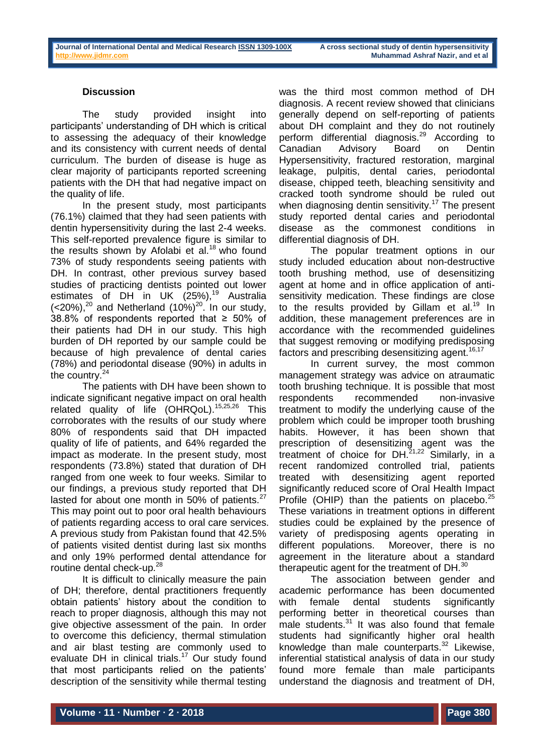## Discussion

The study provided insight into participants' understanding of DH which is critical to assessing the adequacy of their knowledge and its consistency with current needs of dental curriculum. The burden of disease is huge as clear majority of participants reported screening patients with the DH that had negative impact on the quality of life.

In the present study, most participants (76.1%) claimed that they had seen patients with dentin hypersensitivity during the last 2-4 weeks. This self-reported prevalence figure is similar to the results shown by Afolabi et al.[18] who found 73% of study respondents seeing patients with DH. In contrast, other previous survey based studies of practicing dentists pointed out lower estimates of DH in UK (25%),[19] Australia (<20%),[20] and Netherland (10%)[20]. In our study, 38.8% of respondents reported that ≥ 50% of their patients had DH in our study. This high burden of DH reported by our sample could be because of high prevalence of dental caries (78%) and periodontal disease (90%) in adults in the country.[24]

The patients with DH have been shown to indicate significant negative impact on oral health related quality of life (OHRQoL).[15,25,26] This corroborates with the results of our study where 80% of respondents said that DH impacted quality of life of patients, and 64% regarded the impact as moderate. In the present study, most respondents (73.8%) stated that duration of DH ranged from one week to four weeks. Similar to our findings, a previous study reported that DH lasted for about one month in 50% of patients.[27] This may point out to poor oral health behaviours of patients regarding access to oral care services. A previous study from Pakistan found that 42.5% of patients visited dentist during last six months and only 19% performed dental attendance for routine dental check-up.[28]

It is difficult to clinically measure the pain of DH; therefore, dental practitioners frequently obtain patients' history about the condition to reach to proper diagnosis, although this may not give objective assessment of the pain. In order to overcome this deficiency, thermal stimulation and air blast testing are commonly used to evaluate DH in clinical trials.[17] Our study found that most participants relied on the patients' description of the sensitivity while thermal testing was the third most common method of DH diagnosis. A recent review showed that clinicians generally depend on self-reporting of patients about DH complaint and they do not routinely perform differential diagnosis.[29] According to Canadian Advisory Board on Dentin Hypersensitivity, fractured restoration, marginal leakage, pulpitis, dental caries, periodontal disease, chipped teeth, bleaching sensitivity and cracked tooth syndrome should be ruled out when diagnosing dentin sensitivity.[17] The present study reported dental caries and periodontal disease as the commonest conditions in differential diagnosis of DH.

The popular treatment options in our study included education about non-destructive tooth brushing method, use of desensitizing agent at home and in office application of anti-sensitivity medication. These findings are close to the results provided by Gillam et al.[19] In addition, these management preferences are in accordance with the recommended guidelines that suggest removing or modifying predisposing factors and prescribing desensitizing agent.[16,17]

In current survey, the most common management strategy was advice on atraumatic tooth brushing technique. It is possible that most respondents recommended non-invasive treatment to modify the underlying cause of the problem which could be improper tooth brushing habits. However, it has been shown that prescription of desensitizing agent was the treatment of choice for DH.[21,22] Similarly, in a recent randomized controlled trial, patients treated with desensitizing agent reported significantly reduced score of Oral Health Impact Profile (OHIP) than the patients on placebo.[25] These variations in treatment options in different studies could be explained by the presence of variety of predisposing agents operating in different populations. Moreover, there is no agreement in the literature about a standard therapeutic agent for the treatment of DH.[30]

The association between gender and academic performance has been documented with female dental students significantly performing better in theoretical courses than male students.[31] It was also found that female students had significantly higher oral health knowledge than male counterparts.[32] Likewise, inferential statistical analysis of data in our study found more female than male participants understand the diagnosis and treatment of DH,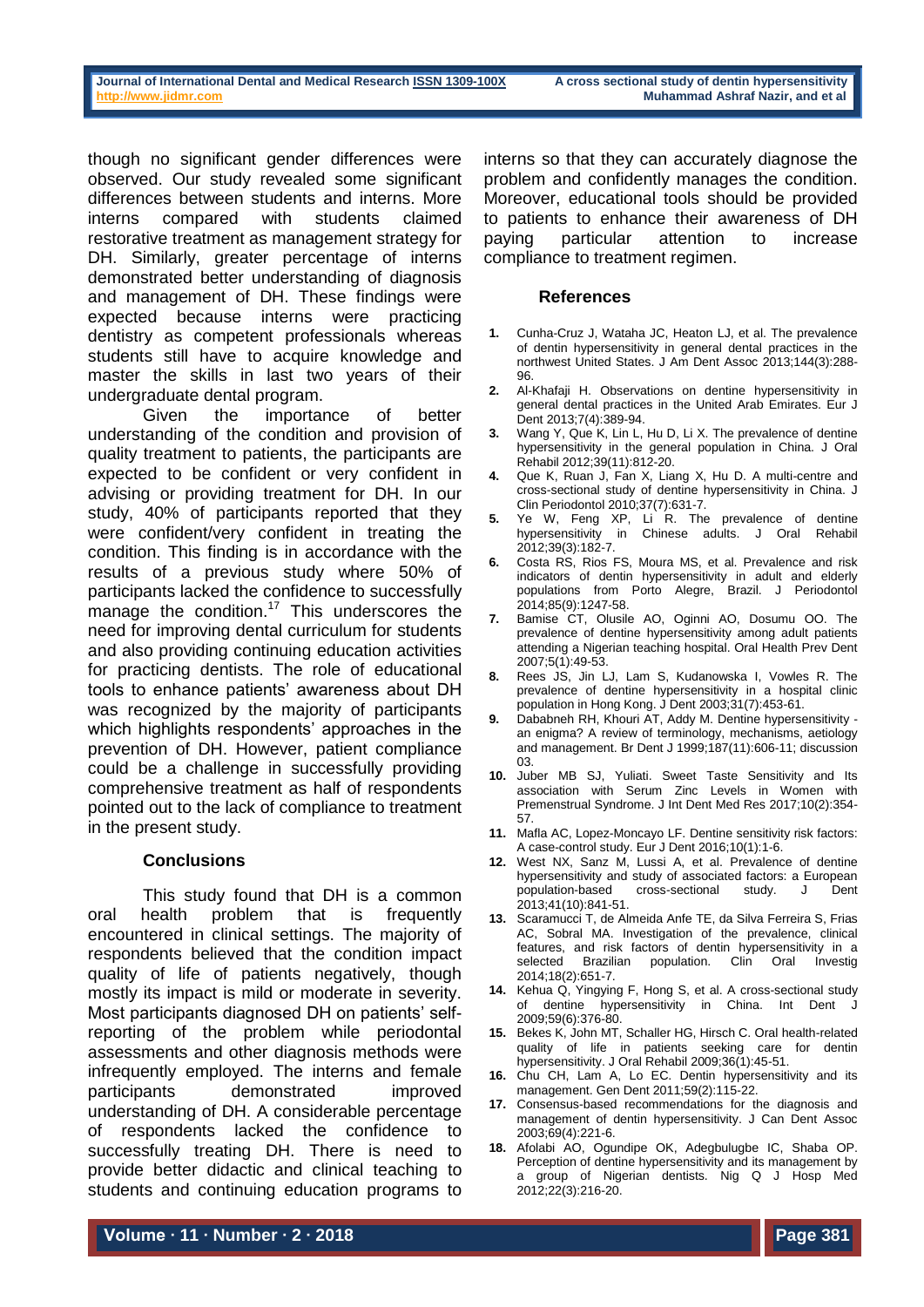though no significant gender differences were observed. Our study revealed some significant differences between students and interns. More interns compared with students claimed restorative treatment as management strategy for DH. Similarly, greater percentage of interns demonstrated better understanding of diagnosis and management of DH. These findings were expected because interns were practicing dentistry as competent professionals whereas students still have to acquire knowledge and master the skills in last two years of their undergraduate dental program.

Given the importance of better understanding of the condition and provision of quality treatment to patients, the participants are expected to be confident or very confident in advising or providing treatment for DH. In our study, 40% of participants reported that they were confident/very confident in treating the condition. This finding is in accordance with the results of a previous study where 50% of participants lacked the confidence to successfully manage the condition.[17] This underscores the need for improving dental curriculum for students and also providing continuing education activities for practicing dentists. The role of educational tools to enhance patients' awareness about DH was recognized by the majority of participants which highlights respondents' approaches in the prevention of DH. However, patient compliance could be a challenge in successfully providing comprehensive treatment as half of respondents pointed out to the lack of compliance to treatment in the present study.

## Conclusions

This study found that DH is a common oral health problem that is frequently encountered in clinical settings. The majority of respondents believed that the condition impact quality of life of patients negatively, though mostly its impact is mild or moderate in severity. Most participants diagnosed DH on patients' self-reporting of the problem while periodontal assessments and other diagnosis methods were infrequently employed. The interns and female participants demonstrated improved understanding of DH. A considerable percentage of respondents lacked the confidence to successfully treating DH. There is need to provide better didactic and clinical teaching to students and continuing education programs to interns so that they can accurately diagnose the problem and confidently manages the condition. Moreover, educational tools should be provided to patients to enhance their awareness of DH paying particular attention to increase compliance to treatment regimen.

## References

1. Cunha-Cruz J, Wataha JC, Heaton LJ, et al. The prevalence of dentin hypersensitivity in general dental practices in the northwest United States. J Am Dent Assoc 2013;144(3):288-96.
2. Al-Khafaji H. Observations on dentine hypersensitivity in general dental practices in the United Arab Emirates. Eur J Dent 2013;7(4):389-94.
3. Wang Y, Que K, Lin L, Hu D, Li X. The prevalence of dentine hypersensitivity in the general population in China. J Oral Rehabil 2012;39(11):812-20.
4. Que K, Ruan J, Fan X, Liang X, Hu D. A multi-centre and cross-sectional study of dentine hypersensitivity in China. J Clin Periodontol 2010;37(7):631-7.
5. Ye W, Feng XP, Li R. The prevalence of dentine hypersensitivity in Chinese adults. J Oral Rehabil 2012;39(3):182-7.
6. Costa RS, Rios FS, Moura MS, et al. Prevalence and risk indicators of dentin hypersensitivity in adult and elderly populations from Porto Alegre, Brazil. J Periodontol 2014;85(9):1247-58.
7. Bamise CT, Olusile AO, Oginni AO, Dosumu OO. The prevalence of dentine hypersensitivity among adult patients attending a Nigerian teaching hospital. Oral Health Prev Dent 2007;5(1):49-53.
8. Rees JS, Jin LJ, Lam S, Kudanowska I, Vowles R. The prevalence of dentine hypersensitivity in a hospital clinic population in Hong Kong. J Dent 2003;31(7):453-61.
9. Dababneh RH, Khouri AT, Addy M. Dentine hypersensitivity - an enigma? A review of terminology, mechanisms, aetiology and management. Br Dent J 1999;187(11):606-11; discussion 03.
10. Juber MB SJ, Yuliati. Sweet Taste Sensitivity and Its association with Serum Zinc Levels in Women with Premenstrual Syndrome. J Int Dent Med Res 2017;10(2):354-57.
11. Mafla AC, Lopez-Moncayo LF. Dentine sensitivity risk factors: A case-control study. Eur J Dent 2016;10(1):1-6.
12. West NX, Sanz M, Lussi A, et al. Prevalence of dentine hypersensitivity and study of associated factors: a European population-based cross-sectional study. J Dent 2013;41(10):841-51.
13. Scaramucci T, de Almeida Anfe TE, da Silva Ferreira S, Frias AC, Sobral MA. Investigation of the prevalence, clinical features, and risk factors of dentin hypersensitivity in a selected Brazilian population. Clin Oral Investig 2014;18(2):651-7.
14. Kehua Q, Yingying F, Hong S, et al. A cross-sectional study of dentine hypersensitivity in China. Int Dent J 2009;59(6):376-80.
15. Bekes K, John MT, Schaller HG, Hirsch C. Oral health-related quality of life in patients seeking care for dentin hypersensitivity. J Oral Rehabil 2009;36(1):45-51.
16. Chu CH, Lam A, Lo EC. Dentin hypersensitivity and its management. Gen Dent 2011;59(2):115-22.
17. Consensus-based recommendations for the diagnosis and management of dentin hypersensitivity. J Can Dent Assoc 2003;69(4):221-6.
18. Afolabi AO, Ogundipe OK, Adegbulugbe IC, Shaba OP. Perception of dentine hypersensitivity and its management by a group of Nigerian dentists. Nig Q J Hosp Med 2012;22(3):216-20.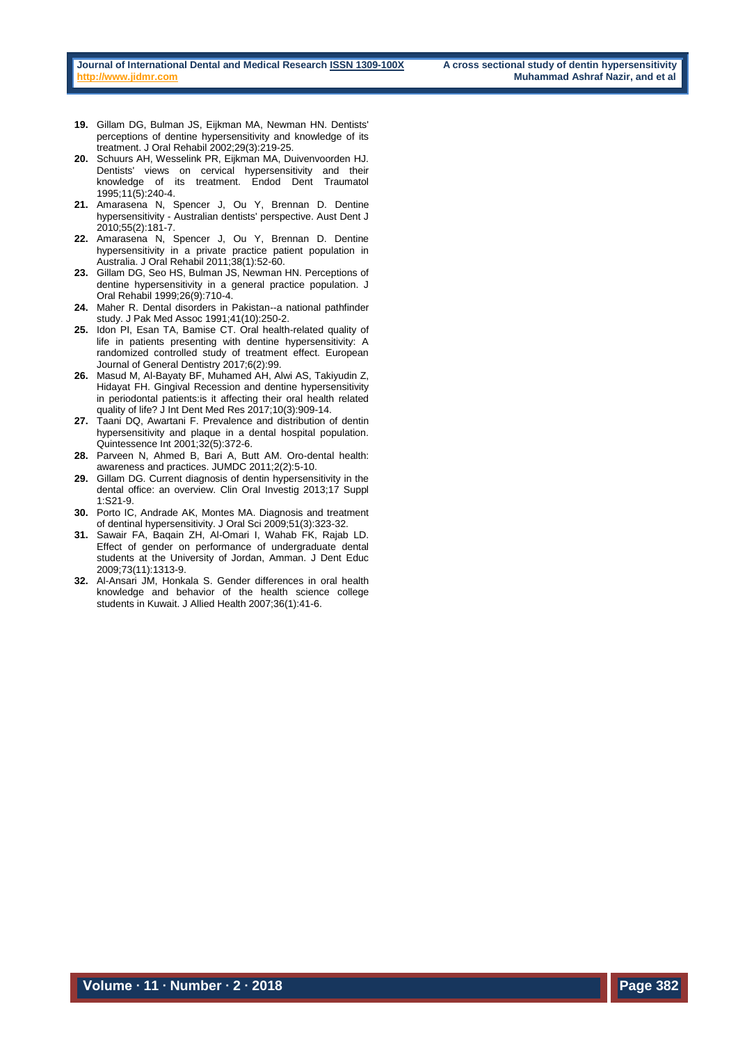19. Gillam DG, Bulman JS, Eijkman MA, Newman HN. Dentists' perceptions of dentine hypersensitivity and knowledge of its treatment. J Oral Rehabil 2002;29(3):219-25.
20. Schuurs AH, Wesselink PR, Eijkman MA, Duivenvoorden HJ. Dentists' views on cervical hypersensitivity and their knowledge of its treatment. Endod Dent Traumatol 1995;11(5):240-4.
21. Amarasena N, Spencer J, Ou Y, Brennan D. Dentine hypersensitivity - Australian dentists' perspective. Aust Dent J 2010;55(2):181-7.
22. Amarasena N, Spencer J, Ou Y, Brennan D. Dentine hypersensitivity in a private practice patient population in Australia. J Oral Rehabil 2011;38(1):52-60.
23. Gillam DG, Seo HS, Bulman JS, Newman HN. Perceptions of dentine hypersensitivity in a general practice population. J Oral Rehabil 1999;26(9):710-4.
24. Maher R. Dental disorders in Pakistan--a national pathfinder study. J Pak Med Assoc 1991;41(10):250-2.
25. Idon PI, Esan TA, Bamise CT. Oral health-related quality of life in patients presenting with dentine hypersensitivity: A randomized controlled study of treatment effect. European Journal of General Dentistry 2017;6(2):99.
26. Masud M, Al-Bayaty BF, Muhamed AH, Alwi AS, Takiyudin Z, Hidayat FH. Gingival Recession and dentine hypersensitivity in periodontal patients:is it affecting their oral health related quality of life? J Int Dent Med Res 2017;10(3):909-14.
27. Taani DQ, Awartani F. Prevalence and distribution of dentin hypersensitivity and plaque in a dental hospital population. Quintessence Int 2001;32(5):372-6.
28. Parveen N, Ahmed B, Bari A, Butt AM. Oro-dental health: awareness and practices. JUMDC 2011;2(2):5-10.
29. Gillam DG. Current diagnosis of dentin hypersensitivity in the dental office: an overview. Clin Oral Investig 2013;17 Suppl 1:S21-9.
30. Porto IC, Andrade AK, Montes MA. Diagnosis and treatment of dentinal hypersensitivity. J Oral Sci 2009;51(3):323-32.
31. Sawair FA, Baqain ZH, Al-Omari I, Wahab FK, Rajab LD. Effect of gender on performance of undergraduate dental students at the University of Jordan, Amman. J Dent Educ 2009;73(11):1313-9.
32. Al-Ansari JM, Honkala S. Gender differences in oral health knowledge and behavior of the health science college students in Kuwait. J Allied Health 2007;36(1):41-6.